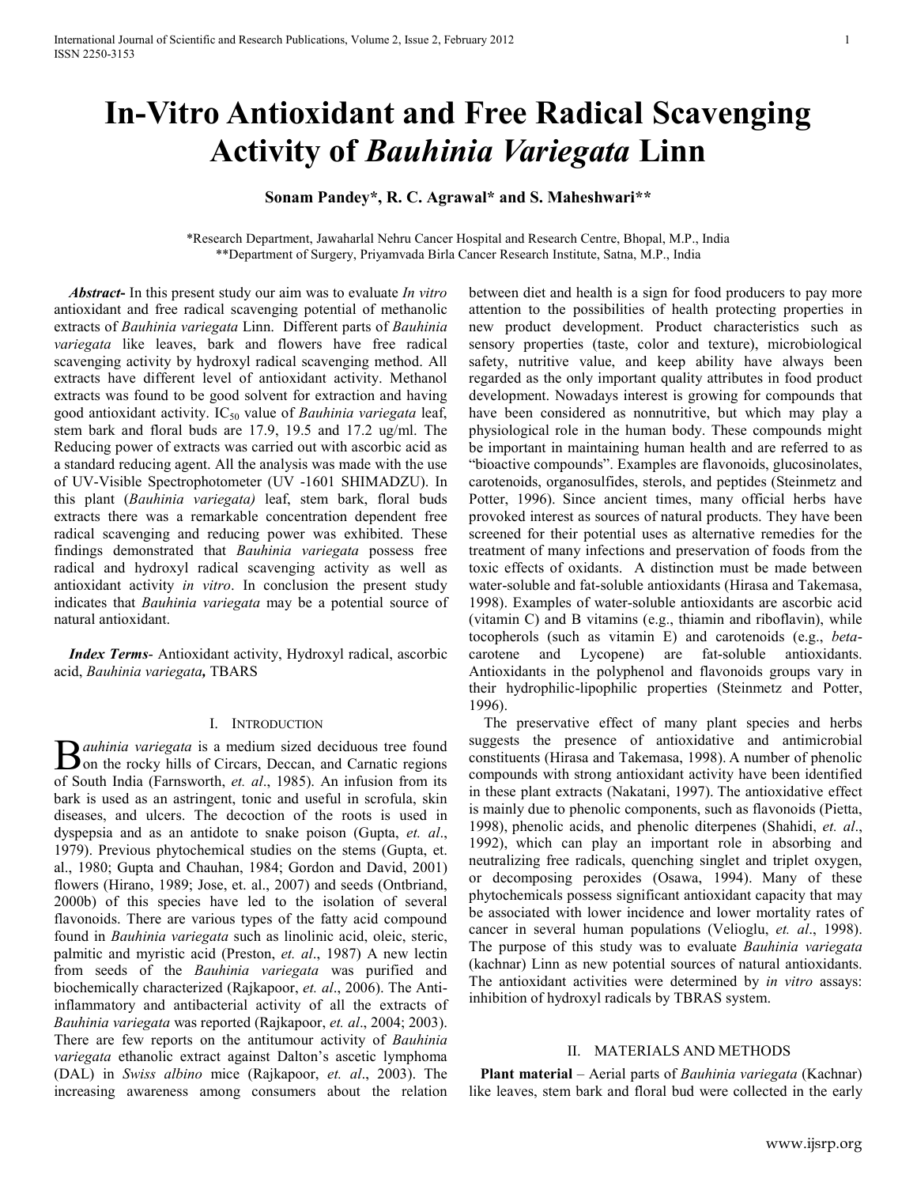# In-Vitro Antioxidant and Free Radical Scavenging Activity of *Bauhinia Variegata* Linn

**Sonam Pandey\*, R. C. Agrawal\* and S. Maheshwari\*\***

\*Research Department, Jawaharlal Nehru Cancer Hospital and Research Centre, Bhopal, M.P., India
\*\*Department of Surgery, Priyamvada Birla Cancer Research Institute, Satna, M.P., India

***Abstract*-** In this present study our aim was to evaluate *In vitro* antioxidant and free radical scavenging potential of methanolic extracts of *Bauhinia variegata* Linn. Different parts of *Bauhinia variegata* like leaves, bark and flowers have free radical scavenging activity by hydroxyl radical scavenging method. All extracts have different level of antioxidant activity. Methanol extracts was found to be good solvent for extraction and having good antioxidant activity. $IC_{50}$ value of *Bauhinia variegata* leaf, stem bark and floral buds are 17.9, 19.5 and 17.2 ug/ml. The Reducing power of extracts was carried out with ascorbic acid as a standard reducing agent. All the analysis was made with the use of UV-Visible Spectrophotometer (UV -1601 SHIMADZU). In this plant (*Bauhinia variegata)* leaf, stem bark, floral buds extracts there was a remarkable concentration dependent free radical scavenging and reducing power was exhibited. These findings demonstrated that *Bauhinia variegata* possess free radical and hydroxyl radical scavenging activity as well as antioxidant activity *in vitro*. In conclusion the present study indicates that *Bauhinia variegata* may be a potential source of natural antioxidant.

***Index Terms*-** Antioxidant activity, Hydroxyl radical, ascorbic acid, *Bauhinia variegata,* TBARS

## I. Introduction

*Bauhinia variegata* is a medium sized deciduous tree found on the rocky hills of Circars, Deccan, and Carnatic regions of South India (Farnsworth, *et. al*., 1985). An infusion from its bark is used as an astringent, tonic and useful in scrofula, skin diseases, and ulcers. The decoction of the roots is used in dyspepsia and as an antidote to snake poison (Gupta, *et. al*., 1979). Previous phytochemical studies on the stems (Gupta, et. al., 1980; Gupta and Chauhan, 1984; Gordon and David, 2001) flowers (Hirano, 1989; Jose, et. al., 2007) and seeds (Ontbriand, 2000b) of this species have led to the isolation of several flavonoids. There are various types of the fatty acid compound found in *Bauhinia variegata* such as linolinic acid, oleic, steric, palmitic and myristic acid (Preston, *et. al*., 1987) A new lectin from seeds of the *Bauhinia variegata* was purified and biochemically characterized (Rajkapoor, *et. al*., 2006). The Anti-inflammatory and antibacterial activity of all the extracts of *Bauhinia variegata* was reported (Rajkapoor, *et. al*., 2004; 2003). There are few reports on the antitumour activity of *Bauhinia variegata* ethanolic extract against Dalton's ascetic lymphoma (DAL) in *Swiss albino* mice (Rajkapoor, *et. al*., 2003). The increasing awareness among consumers about the relation between diet and health is a sign for food producers to pay more attention to the possibilities of health protecting properties in new product development. Product characteristics such as sensory properties (taste, color and texture), microbiological safety, nutritive value, and keep ability have always been regarded as the only important quality attributes in food product development. Nowadays interest is growing for compounds that have been considered as nonnutritive, but which may play a physiological role in the human body. These compounds might be important in maintaining human health and are referred to as "bioactive compounds". Examples are flavonoids, glucosinolates, carotenoids, organosulfides, sterols, and peptides (Steinmetz and Potter, 1996). Since ancient times, many official herbs have provoked interest as sources of natural products. They have been screened for their potential uses as alternative remedies for the treatment of many infections and preservation of foods from the toxic effects of oxidants. A distinction must be made between water-soluble and fat-soluble antioxidants (Hirasa and Takemasa, 1998). Examples of water-soluble antioxidants are ascorbic acid (vitamin C) and B vitamins (e.g., thiamin and riboflavin), while tocopherols (such as vitamin E) and carotenoids (e.g., *beta*-carotene and Lycopene) are fat-soluble antioxidants. Antioxidants in the polyphenol and flavonoids groups vary in their hydrophilic-lipophilic properties (Steinmetz and Potter, 1996).

The preservative effect of many plant species and herbs suggests the presence of antioxidative and antimicrobial constituents (Hirasa and Takemasa, 1998). A number of phenolic compounds with strong antioxidant activity have been identified in these plant extracts (Nakatani, 1997). The antioxidative effect is mainly due to phenolic components, such as flavonoids (Pietta, 1998), phenolic acids, and phenolic diterpenes (Shahidi, *et. al*., 1992), which can play an important role in absorbing and neutralizing free radicals, quenching singlet and triplet oxygen, or decomposing peroxides (Osawa, 1994). Many of these phytochemicals possess significant antioxidant capacity that may be associated with lower incidence and lower mortality rates of cancer in several human populations (Velioglu, *et. al*., 1998). The purpose of this study was to evaluate *Bauhinia variegata* (kachnar) Linn as new potential sources of natural antioxidants. The antioxidant activities were determined by *in vitro* assays: inhibition of hydroxyl radicals by TBRAS system.

## II. Materials and Methods

**Plant material** – Aerial parts of *Bauhinia variegata* (Kachnar) like leaves, stem bark and floral bud were collected in the early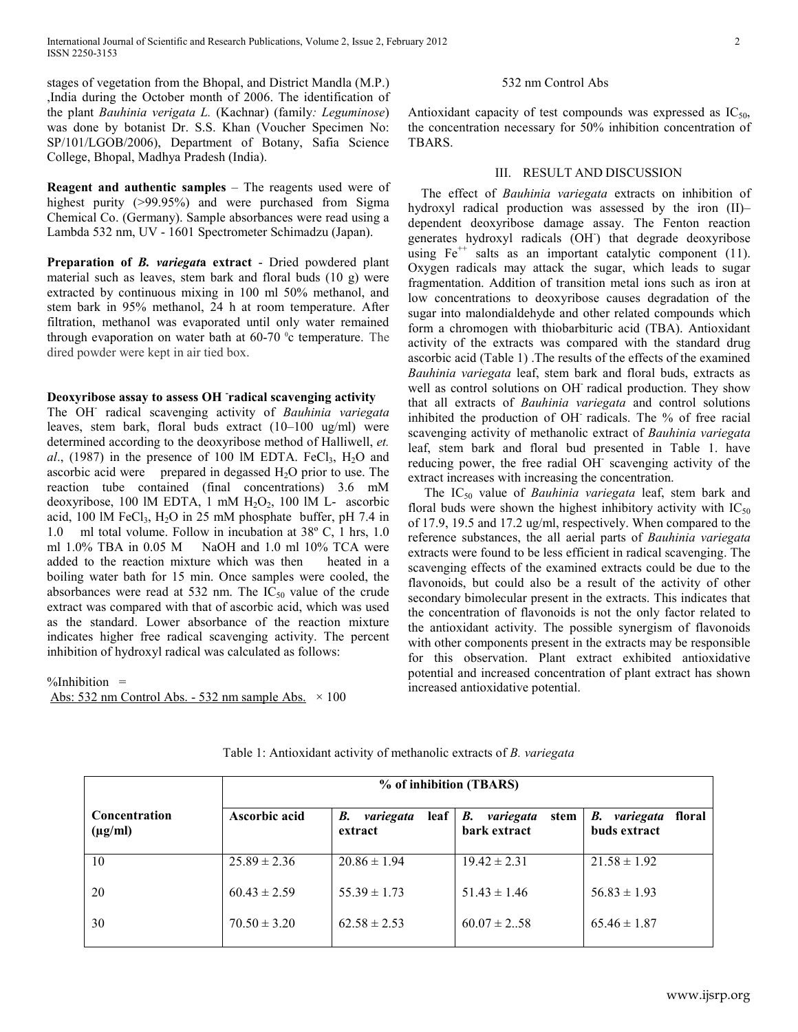stages of vegetation from the Bhopal, and District Mandla (M.P.) ,India during the October month of 2006. The identification of the plant *Bauhinia verigata L.* (Kachnar) (family*: Leguminose*) was done by botanist Dr. S.S. Khan (Voucher Specimen No: SP/101/LGOB/2006), Department of Botany, Safia Science College, Bhopal, Madhya Pradesh (India).

**Reagent and authentic samples** – The reagents used were of highest purity (>99.95%) and were purchased from Sigma Chemical Co. (Germany). Sample absorbances were read using a Lambda 532 nm, UV - 1601 Spectrometer Schimadzu (Japan).

**Preparation of *B. variegat*a extract** - Dried powdered plant material such as leaves, stem bark and floral buds (10 g) were extracted by continuous mixing in 100 ml 50% methanol, and stem bark in 95% methanol, 24 h at room temperature. After filtration, methanol was evaporated until only water remained through evaporation on water bath at 60-70 $^{0}$c temperature. The dired powder were kept in air tied box.

**Deoxyribose assay to assess $OH^-$ radical scavenging activity**

The $OH^-$ radical scavenging activity of *Bauhinia variegata* leaves, stem bark, floral buds extract (10–100 ug/ml) were determined according to the deoxyribose method of Halliwell, *et. al*., (1987) in the presence of 100 lM EDTA. $FeCl_3$, $H_2O$ and ascorbic acid were prepared in degassed $H_2O$ prior to use. The reaction tube contained (final concentrations) 3.6 mM deoxyribose, 100 lM EDTA, 1 mM $H_2O_2$, 100 lM L- ascorbic acid, 100 lM $FeCl_3$, $H_2O$ in 25 mM phosphate buffer, pH 7.4 in 1.0 ml total volume. Follow in incubation at 38º C, 1 hrs, 1.0 ml 1.0% TBA in 0.05 M NaOH and 1.0 ml 10% TCA were added to the reaction mixture which was then heated in a boiling water bath for 15 min. Once samples were cooled, the absorbances were read at 532 nm. The $IC_{50}$ value of the crude extract was compared with that of ascorbic acid, which was used as the standard. Lower absorbance of the reaction mixture indicates higher free radical scavenging activity. The percent inhibition of hydroxyl radical was calculated as follows:

$$\%\text{Inhibition} = \frac{\text{Abs: 532 nm Control Abs. - 532 nm sample Abs.}}{\text{532 nm Control Abs}} \times 100$$

Antioxidant capacity of test compounds was expressed as $IC_{50}$, the concentration necessary for 50% inhibition concentration of TBARS.

## III. RESULT AND DISCUSSION

The effect of *Bauhinia variegata* extracts on inhibition of hydroxyl radical production was assessed by the iron (II)–dependent deoxyribose damage assay. The Fenton reaction generates hydroxyl radicals ($OH^-$) that degrade deoxyribose using $Fe^{++}$ salts as an important catalytic component (11). Oxygen radicals may attack the sugar, which leads to sugar fragmentation. Addition of transition metal ions such as iron at low concentrations to deoxyribose causes degradation of the sugar into malondialdehyde and other related compounds which form a chromogen with thiobarbituric acid (TBA). Antioxidant activity of the extracts was compared with the standard drug ascorbic acid (Table 1) .The results of the effects of the examined *Bauhinia variegata* leaf, stem bark and floral buds, extracts as well as control solutions on $OH^-$ radical production. They show that all extracts of *Bauhinia variegata* and control solutions inhibited the production of $OH^-$ radicals. The % of free racial scavenging activity of methanolic extract of *Bauhinia variegata* leaf, stem bark and floral bud presented in Table 1. have reducing power, the free radial $OH^-$ scavenging activity of the extract increases with increasing the concentration.

The $IC_{50}$ value of *Bauhinia variegata* leaf, stem bark and floral buds were shown the highest inhibitory activity with $IC_{50}$ of 17.9, 19.5 and 17.2 ug/ml, respectively. When compared to the reference substances, the all aerial parts of *Bauhinia variegata* extracts were found to be less efficient in radical scavenging. The scavenging effects of the examined extracts could be due to the flavonoids, but could also be a result of the activity of other secondary bimolecular present in the extracts. This indicates that the concentration of flavonoids is not the only factor related to the antioxidant activity. The possible synergism of flavonoids with other components present in the extracts may be responsible for this observation. Plant extract exhibited antioxidative potential and increased concentration of plant extract has shown increased antioxidative potential.

Table 1: Antioxidant activity of methanolic extracts of *B. variegata*

| Concentration (µg/ml) | % of inhibition (TBARS) | | | |
|---|---|---|---|---|
| | **Ascorbic acid** | ***B. variegata* leaf extract** | ***B. variegata* stem bark extract** | ***B. variegata* floral buds extract** |
| 10 | 25.89 ± 2.36 | 20.86 ± 1.94 | 19.42 ± 2.31 | 21.58 ± 1.92 |
| 20 | 60.43 ± 2.59 | 55.39 ± 1.73 | 51.43 ± 1.46 | 56.83 ± 1.93 |
| 30 | 70.50 ± 3.20 | 62.58 ± 2.53 | 60.07 ± 2..58 | 65.46 ± 1.87 |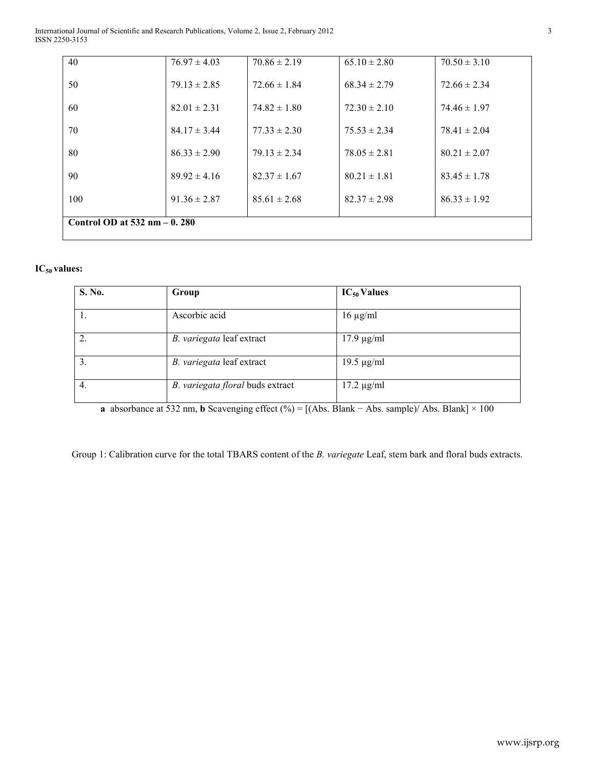| 40 | $76.97 \pm 4.03$ | $70.86 \pm 2.19$ | $65.10 \pm 2.80$ | $70.50 \pm 3.10$ |
|---|---|---|---|---|
| 50 | $79.13 \pm 2.85$ | $72.66 \pm 1.84$ | $68.34 \pm 2.79$ | $72.66 \pm 2.34$ |
| 60 | $82.01 \pm 2.31$ | $74.82 \pm 1.80$ | $72.30 \pm 2.10$ | $74.46 \pm 1.97$ |
| 70 | $84.17 \pm 3.44$ | $77.33 \pm 2.30$ | $75.53 \pm 2.34$ | $78.41 \pm 2.04$ |
| 80 | $86.33 \pm 2.90$ | $79.13 \pm 2.34$ | $78.05 \pm 2.81$ | $80.21 \pm 2.07$ |
| 90 | $89.92 \pm 4.16$ | $82.37 \pm 1.67$ | $80.21 \pm 1.81$ | $83.45 \pm 1.78$ |
| 100 | $91.36 \pm 2.87$ | $85.61 \pm 2.68$ | $82.37 \pm 2.98$ | $86.33 \pm 1.92$ |
| **Control OD at 532 nm – 0. 280** | | | | |

**$IC_{50}$ values:**

| S. No. | Group | $IC_{50}$ Values |
|---|---|---|
| 1. | Ascorbic acid | 16 µg/ml |
| 2. | *B. variegata* leaf extract | 17.9 µg/ml |
| 3. | *B. variegata* leaf extract | 19.5 µg/ml |
| 4. | *B. variegata floral* buds extract | 17.2 µg/ml |

**a** absorbance at 532 nm, **b** Scavenging effect (%) = [(Abs. Blank − Abs. sample)/ Abs. Blank] × 100

Group 1: Calibration curve for the total TBARS content of the *B. variegate* Leaf, stem bark and floral buds extracts.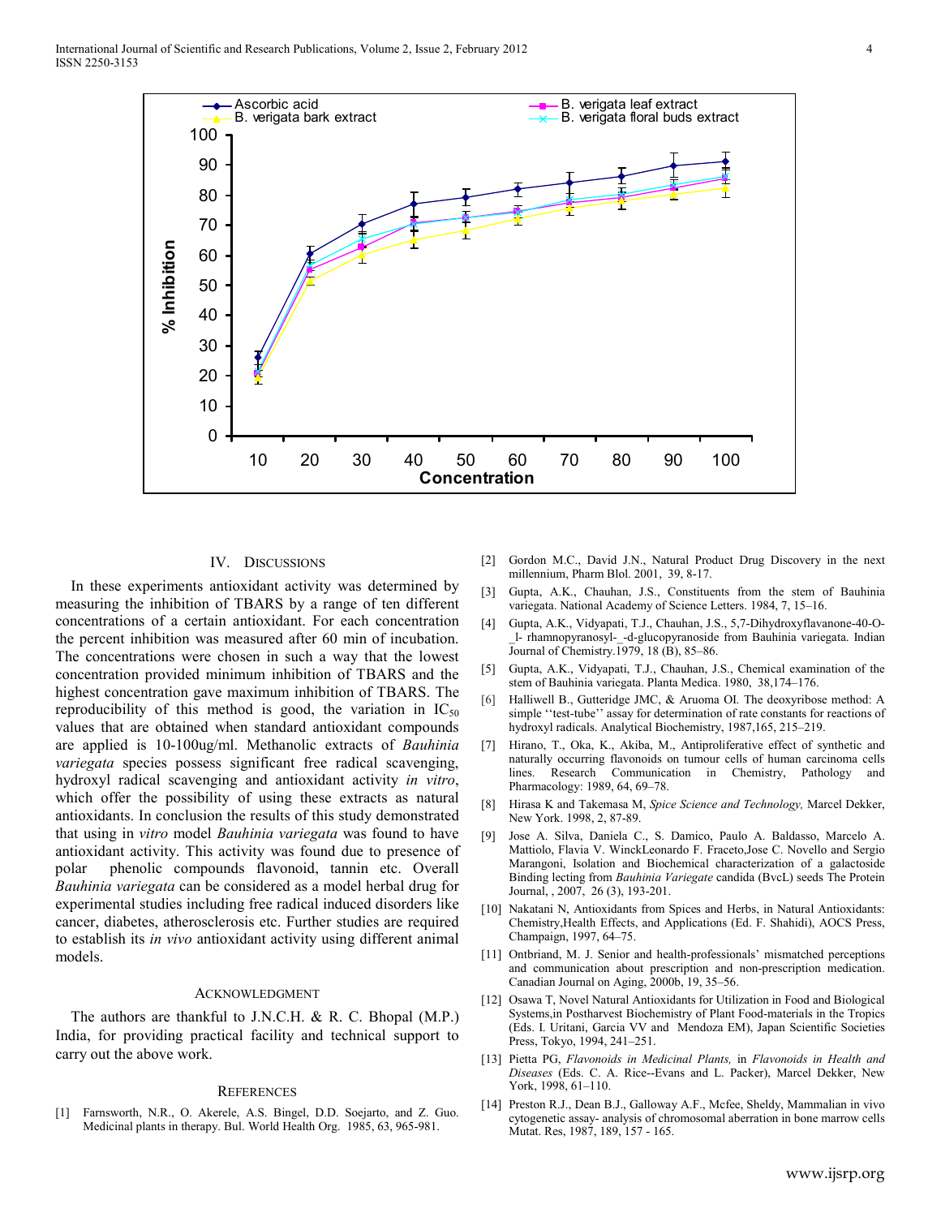## IV. Discussions

In these experiments antioxidant activity was determined by measuring the inhibition of TBARS by a range of ten different concentrations of a certain antioxidant. For each concentration the percent inhibition was measured after 60 min of incubation. The concentrations were chosen in such a way that the lowest concentration provided minimum inhibition of TBARS and the highest concentration gave maximum inhibition of TBARS. The reproducibility of this method is good, the variation in $IC_{50}$ values that are obtained when standard antioxidant compounds are applied is 10-100ug/ml. Methanolic extracts of *Bauhinia variegata* species possess significant free radical scavenging, hydroxyl radical scavenging and antioxidant activity *in vitro*, which offer the possibility of using these extracts as natural antioxidants. In conclusion the results of this study demonstrated that using in *vitro* model *Bauhinia variegata* was found to have antioxidant activity. This activity was found due to presence of polar phenolic compounds flavonoid, tannin etc. Overall *Bauhinia variegata* can be considered as a model herbal drug for experimental studies including free radical induced disorders like cancer, diabetes, atherosclerosis etc. Further studies are required to establish its *in vivo* antioxidant activity using different animal models.

## Acknowledgment

The authors are thankful to J.N.C.H. & R. C. Bhopal (M.P.) India, for providing practical facility and technical support to carry out the above work.

## References

[1] Farnsworth, N.R., O. Akerele, A.S. Bingel, D.D. Soejarto, and Z. Guo. Medicinal plants in therapy. Bul. World Health Org. 1985, 63, 965-981.

[2] Gordon M.C., David J.N., Natural Product Drug Discovery in the next millennium, Pharm Blol. 2001, 39, 8-17.

[3] Gupta, A.K., Chauhan, J.S., Constituents from the stem of Bauhinia variegata. National Academy of Science Letters. 1984, 7, 15–16.

[4] Gupta, A.K., Vidyapati, T.J., Chauhan, J.S., 5,7-Dihydroxyflavanone-40-O-_l- rhamnopyranosyl-_-d-glucopyranoside from Bauhinia variegata. Indian Journal of Chemistry.1979, 18 (B), 85–86.

[5] Gupta, A.K., Vidyapati, T.J., Chauhan, J.S., Chemical examination of the stem of Bauhinia variegata. Planta Medica. 1980, 38,174–176.

[6] Halliwell B., Gutteridge JMC, & Aruoma OI. The deoxyribose method: A simple ''test-tube'' assay for determination of rate constants for reactions of hydroxyl radicals. Analytical Biochemistry, 1987,165, 215–219.

[7] Hirano, T., Oka, K., Akiba, M., Antiproliferative effect of synthetic and naturally occurring flavonoids on tumour cells of human carcinoma cells lines. Research Communication in Chemistry, Pathology and Pharmacology: 1989, 64, 69–78.

[8] Hirasa K and Takemasa M, *Spice Science and Technology,* Marcel Dekker, New York. 1998, 2, 87-89.

[9] Jose A. Silva, Daniela C., S. Damico, Paulo A. Baldasso, Marcelo A. Mattiolo, Flavia V. WinckLeonardo F. Fraceto,Jose C. Novello and Sergio Marangoni, Isolation and Biochemical characterization of a galactoside Binding lecting from *Bauhinia Variegate* candida (BvcL) seeds The Protein Journal, , 2007, 26 (3), 193-201.

[10] Nakatani N, Antioxidants from Spices and Herbs, in Natural Antioxidants: Chemistry,Health Effects, and Applications (Ed. F. Shahidi), AOCS Press, Champaign, 1997, 64–75.

[11] Ontbriand, M. J. Senior and health-professionals' mismatched perceptions and communication about prescription and non-prescription medication. Canadian Journal on Aging, 2000b, 19, 35–56.

[12] Osawa T, Novel Natural Antioxidants for Utilization in Food and Biological Systems,in Postharvest Biochemistry of Plant Food-materials in the Tropics (Eds. I. Uritani, Garcia VV and Mendoza EM), Japan Scientific Societies Press, Tokyo, 1994, 241–251.

[13] Pietta PG, *Flavonoids in Medicinal Plants,* in *Flavonoids in Health and Diseases* (Eds. C. A. Rice--Evans and L. Packer), Marcel Dekker, New York, 1998, 61–110.

[14] Preston R.J., Dean B.J., Galloway A.F., Mcfee, Sheldy, Mammalian in vivo cytogenetic assay- analysis of chromosomal aberration in bone marrow cells Mutat. Res, 1987, 189, 157 - 165.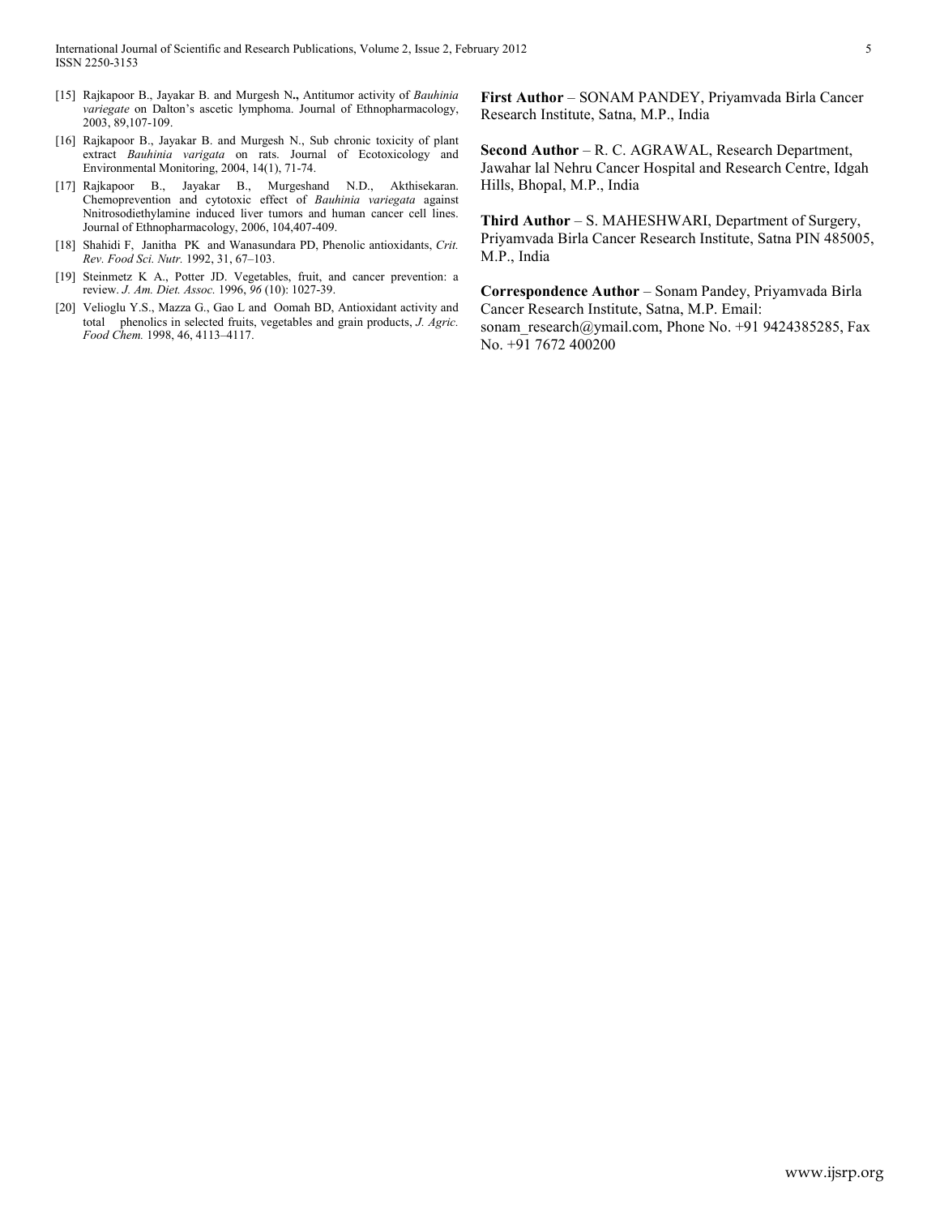[15] Rajkapoor B., Jayakar B. and Murgesh N**.,** Antitumor activity of *Bauhinia variegate* on Dalton's ascetic lymphoma. Journal of Ethnopharmacology, 2003, 89,107-109.

[16] Rajkapoor B., Jayakar B. and Murgesh N., Sub chronic toxicity of plant extract *Bauhinia varigata* on rats. Journal of Ecotoxicology and Environmental Monitoring, 2004, 14(1), 71-74.

[17] Rajkapoor B., Jayakar B., Murgeshand N.D., Akthisekaran. Chemoprevention and cytotoxic effect of *Bauhinia variegata* against Nnitrosodiethylamine induced liver tumors and human cancer cell lines. Journal of Ethnopharmacology, 2006, 104,407-409.

[18] Shahidi F, Janitha PK and Wanasundara PD, Phenolic antioxidants, *Crit. Rev. Food Sci. Nutr.* 1992, 31, 67–103.

[19] Steinmetz K A., Potter JD. Vegetables, fruit, and cancer prevention: a review. *J. Am. Diet. Assoc.* 1996, *96* (10): 1027-39.

[20] Velioglu Y.S., Mazza G., Gao L and Oomah BD, Antioxidant activity and total phenolics in selected fruits, vegetables and grain products, *J. Agric. Food Chem.* 1998, 46, 4113–4117.

**First Author** – SONAM PANDEY, Priyamvada Birla Cancer Research Institute, Satna, M.P., India

**Second Author** – R. C. AGRAWAL, Research Department, Jawahar lal Nehru Cancer Hospital and Research Centre, Idgah Hills, Bhopal, M.P., India

**Third Author** – S. MAHESHWARI, Department of Surgery, Priyamvada Birla Cancer Research Institute, Satna PIN 485005, M.P., India

**Correspondence Author** – Sonam Pandey, Priyamvada Birla Cancer Research Institute, Satna, M.P. Email: sonam_research@ymail.com, Phone No. +91 9424385285, Fax No. +91 7672 400200